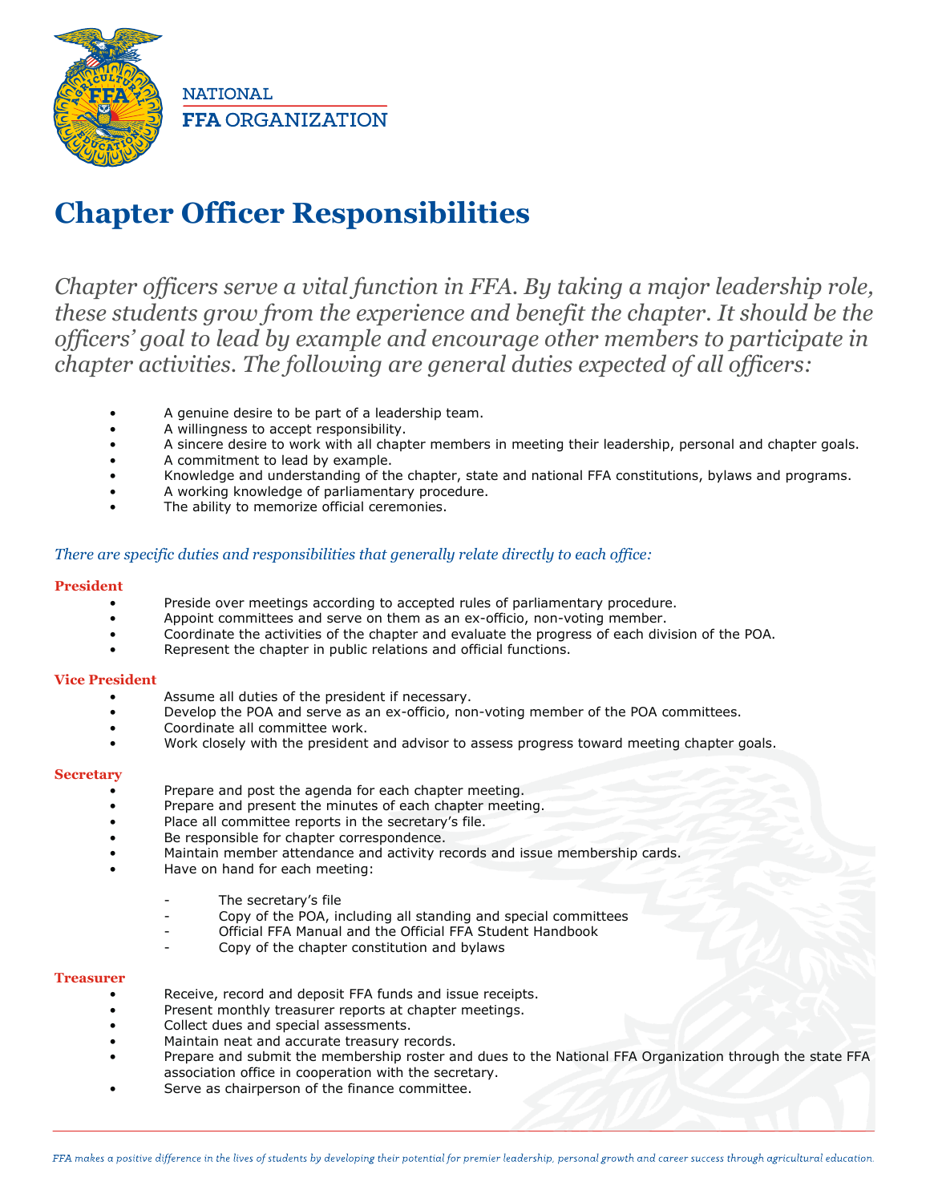NATIONAL
**FFA** ORGANIZATION

# Chapter Officer Responsibilities

*Chapter officers serve a vital function in FFA. By taking a major leadership role, these students grow from the experience and benefit the chapter. It should be the officers' goal to lead by example and encourage other members to participate in chapter activities. The following are general duties expected of all officers:*

- A genuine desire to be part of a leadership team.
- A willingness to accept responsibility.
- A sincere desire to work with all chapter members in meeting their leadership, personal and chapter goals.
- A commitment to lead by example.
- Knowledge and understanding of the chapter, state and national FFA constitutions, bylaws and programs.
- A working knowledge of parliamentary procedure.
- The ability to memorize official ceremonies.

*There are specific duties and responsibilities that generally relate directly to each office:*

### President

- Preside over meetings according to accepted rules of parliamentary procedure.
- Appoint committees and serve on them as an ex-officio, non-voting member.
- Coordinate the activities of the chapter and evaluate the progress of each division of the POA.
- Represent the chapter in public relations and official functions.

### Vice President

- Assume all duties of the president if necessary.
- Develop the POA and serve as an ex-officio, non-voting member of the POA committees.
- Coordinate all committee work.
- Work closely with the president and advisor to assess progress toward meeting chapter goals.

### Secretary

- Prepare and post the agenda for each chapter meeting.
- Prepare and present the minutes of each chapter meeting.
- Place all committee reports in the secretary's file.
- Be responsible for chapter correspondence.
- Maintain member attendance and activity records and issue membership cards.
- Have on hand for each meeting:
  - The secretary's file
  - Copy of the POA, including all standing and special committees
  - Official FFA Manual and the Official FFA Student Handbook
  - Copy of the chapter constitution and bylaws

### Treasurer

- Receive, record and deposit FFA funds and issue receipts.
- Present monthly treasurer reports at chapter meetings.
- Collect dues and special assessments.
- Maintain neat and accurate treasury records.
- Prepare and submit the membership roster and dues to the National FFA Organization through the state FFA association office in cooperation with the secretary.
- Serve as chairperson of the finance committee.

*FFA makes a positive difference in the lives of students by developing their potential for premier leadership, personal growth and career success through agricultural education.*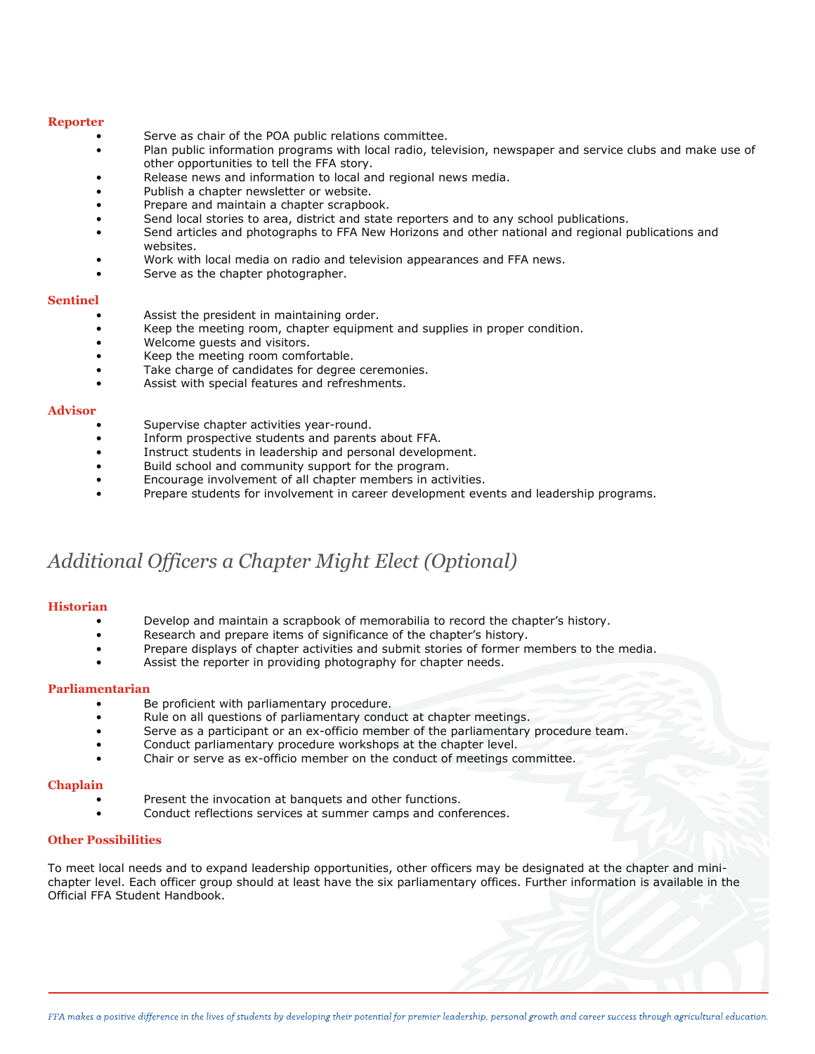#### Reporter

- Serve as chair of the POA public relations committee.
- Plan public information programs with local radio, television, newspaper and service clubs and make use of other opportunities to tell the FFA story.
- Release news and information to local and regional news media.
- Publish a chapter newsletter or website.
- Prepare and maintain a chapter scrapbook.
- Send local stories to area, district and state reporters and to any school publications.
- Send articles and photographs to FFA New Horizons and other national and regional publications and websites.
- Work with local media on radio and television appearances and FFA news.
- Serve as the chapter photographer.

#### Sentinel

- Assist the president in maintaining order.
- Keep the meeting room, chapter equipment and supplies in proper condition.
- Welcome guests and visitors.
- Keep the meeting room comfortable.
- Take charge of candidates for degree ceremonies.
- Assist with special features and refreshments.

#### Advisor

- Supervise chapter activities year-round.
- Inform prospective students and parents about FFA.
- Instruct students in leadership and personal development.
- Build school and community support for the program.
- Encourage involvement of all chapter members in activities.
- Prepare students for involvement in career development events and leadership programs.

## *Additional Officers a Chapter Might Elect (Optional)*

#### Historian

- Develop and maintain a scrapbook of memorabilia to record the chapter's history.
- Research and prepare items of significance of the chapter's history.
- Prepare displays of chapter activities and submit stories of former members to the media.
- Assist the reporter in providing photography for chapter needs.

#### Parliamentarian

- Be proficient with parliamentary procedure.
- Rule on all questions of parliamentary conduct at chapter meetings.
- Serve as a participant or an ex-officio member of the parliamentary procedure team.
- Conduct parliamentary procedure workshops at the chapter level.
- Chair or serve as ex-officio member on the conduct of meetings committee.

#### Chaplain

- Present the invocation at banquets and other functions.
- Conduct reflections services at summer camps and conferences.

#### Other Possibilities

To meet local needs and to expand leadership opportunities, other officers may be designated at the chapter and mini-chapter level. Each officer group should at least have the six parliamentary offices. Further information is available in the Official FFA Student Handbook.